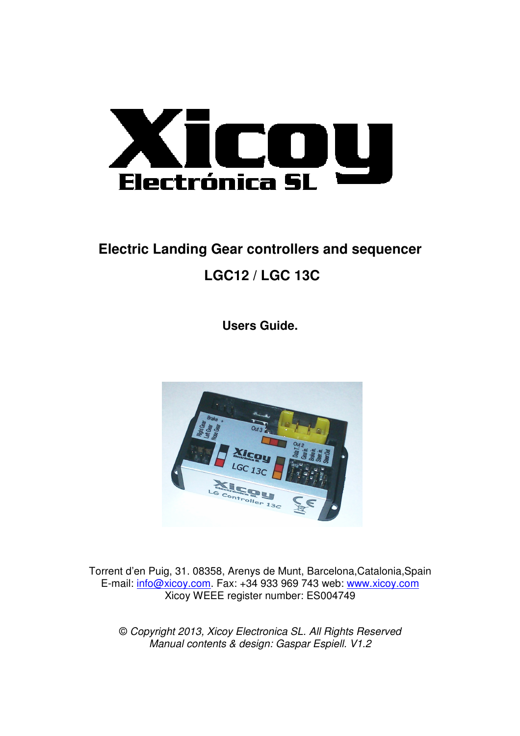# Electric Landing Gear controllers and sequencer

## LGC12 / LGC 13C

**Users Guide.**

Torrent d'en Puig, 31. 08358, Arenys de Munt, Barcelona,Catalonia,Spain
E-mail: info@xicoy.com. Fax: +34 933 969 743 web: www.xicoy.com
Xicoy WEEE register number: ES004749

*© Copyright 2013, Xicoy Electronica SL. All Rights Reserved*
*Manual contents & design: Gaspar Espiell. V1.2*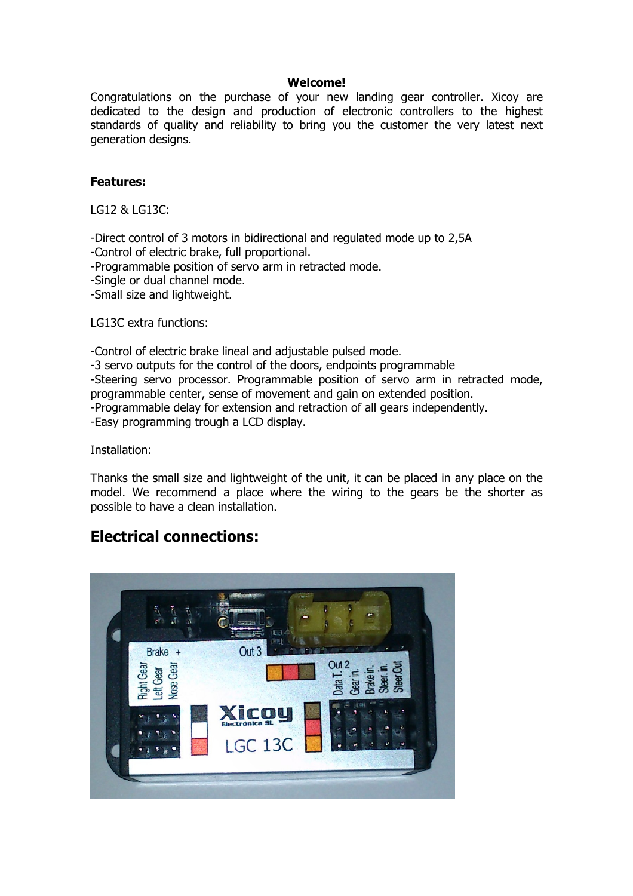**Welcome!**

Congratulations on the purchase of your new landing gear controller. Xicoy are dedicated to the design and production of electronic controllers to the highest standards of quality and reliability to bring you the customer the very latest next generation designs.

**Features:**

LG12 & LG13C:

-Direct control of 3 motors in bidirectional and regulated mode up to 2,5A
-Control of electric brake, full proportional.
-Programmable position of servo arm in retracted mode.
-Single or dual channel mode.
-Small size and lightweight.

LG13C extra functions:

-Control of electric brake lineal and adjustable pulsed mode.
-3 servo outputs for the control of the doors, endpoints programmable
-Steering servo processor. Programmable position of servo arm in retracted mode, programmable center, sense of movement and gain on extended position.
-Programmable delay for extension and retraction of all gears independently.
-Easy programming trough a LCD display.

Installation:

Thanks the small size and lightweight of the unit, it can be placed in any place on the model. We recommend a place where the wiring to the gears be the shorter as possible to have a clean installation.

## Electrical connections: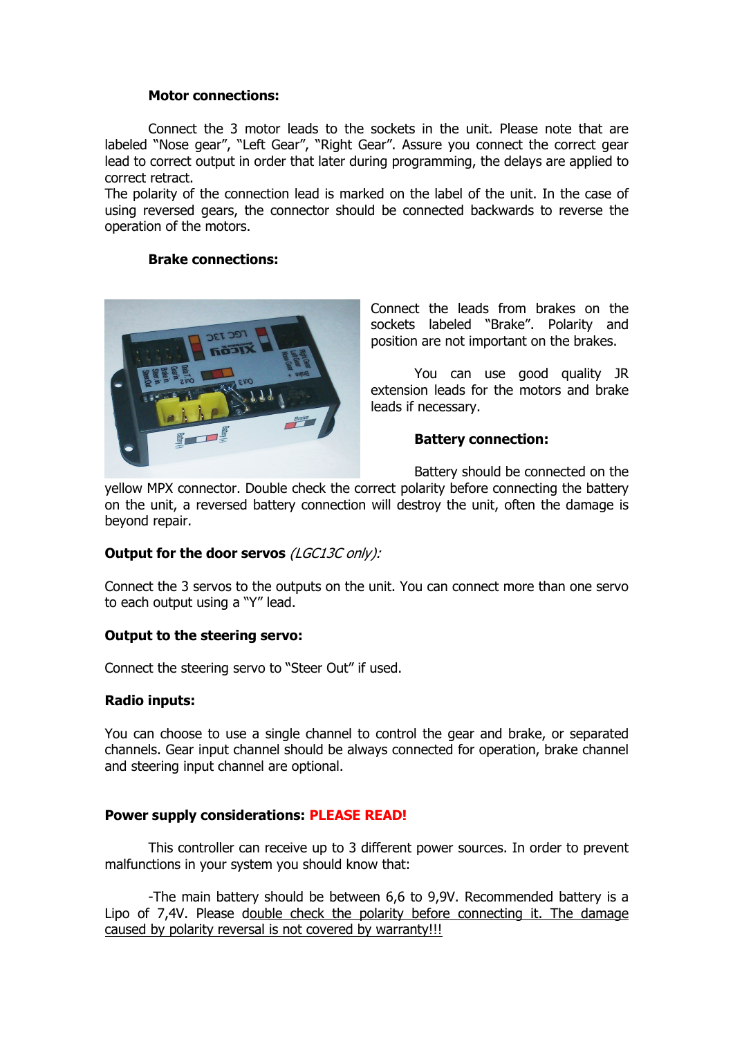### Motor connections:

Connect the 3 motor leads to the sockets in the unit. Please note that are labeled "Nose gear", "Left Gear", "Right Gear". Assure you connect the correct gear lead to correct output in order that later during programming, the delays are applied to correct retract.
The polarity of the connection lead is marked on the label of the unit. In the case of using reversed gears, the connector should be connected backwards to reverse the operation of the motors.

### Brake connections:

Connect the leads from brakes on the sockets labeled "Brake". Polarity and position are not important on the brakes.

You can use good quality JR extension leads for the motors and brake leads if necessary.

### Battery connection:

Battery should be connected on the yellow MPX connector. Double check the correct polarity before connecting the battery on the unit, a reversed battery connection will destroy the unit, often the damage is beyond repair.

### Output for the door servos *(LGC13C only):*

Connect the 3 servos to the outputs on the unit. You can connect more than one servo to each output using a "Y" lead.

### Output to the steering servo:

Connect the steering servo to "Steer Out" if used.

### Radio inputs:

You can choose to use a single channel to control the gear and brake, or separated channels. Gear input channel should be always connected for operation, brake channel and steering input channel are optional.

### Power supply considerations: PLEASE READ!

This controller can receive up to 3 different power sources. In order to prevent malfunctions in your system you should know that:

-The main battery should be between 6,6 to 9,9V. Recommended battery is a Lipo of 7,4V. Please double check the polarity before connecting it. The damage caused by polarity reversal is not covered by warranty!!!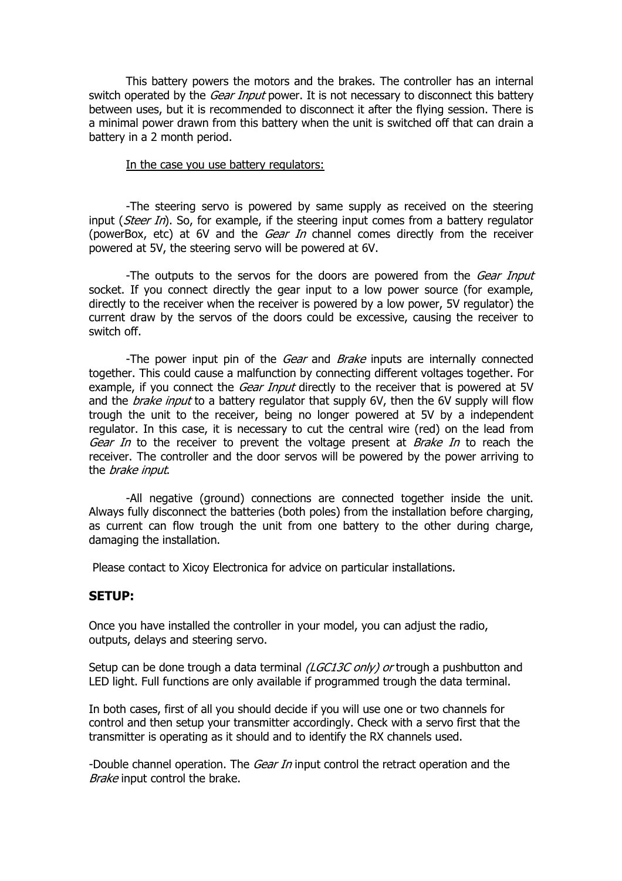This battery powers the motors and the brakes. The controller has an internal switch operated by the *Gear Input* power. It is not necessary to disconnect this battery between uses, but it is recommended to disconnect it after the flying session. There is a minimal power drawn from this battery when the unit is switched off that can drain a battery in a 2 month period.

<u>In the case you use battery regulators:</u>

-The steering servo is powered by same supply as received on the steering input (*Steer In*). So, for example, if the steering input comes from a battery regulator (powerBox, etc) at 6V and the *Gear In* channel comes directly from the receiver powered at 5V, the steering servo will be powered at 6V.

-The outputs to the servos for the doors are powered from the *Gear Input* socket. If you connect directly the gear input to a low power source (for example, directly to the receiver when the receiver is powered by a low power, 5V regulator) the current draw by the servos of the doors could be excessive, causing the receiver to switch off.

-The power input pin of the *Gear* and *Brake* inputs are internally connected together. This could cause a malfunction by connecting different voltages together. For example, if you connect the *Gear Input* directly to the receiver that is powered at 5V and the *brake input* to a battery regulator that supply 6V, then the 6V supply will flow trough the unit to the receiver, being no longer powered at 5V by a independent regulator. In this case, it is necessary to cut the central wire (red) on the lead from *Gear In* to the receiver to prevent the voltage present at *Brake In* to reach the receiver. The controller and the door servos will be powered by the power arriving to the *brake input*.

-All negative (ground) connections are connected together inside the unit. Always fully disconnect the batteries (both poles) from the installation before charging, as current can flow trough the unit from one battery to the other during charge, damaging the installation.

Please contact to Xicoy Electronica for advice on particular installations.

## SETUP:

Once you have installed the controller in your model, you can adjust the radio, outputs, delays and steering servo.

Setup can be done trough a data terminal *(LGC13C only) or* trough a pushbutton and LED light. Full functions are only available if programmed trough the data terminal.

In both cases, first of all you should decide if you will use one or two channels for control and then setup your transmitter accordingly. Check with a servo first that the transmitter is operating as it should and to identify the RX channels used.

-Double channel operation. The *Gear In* input control the retract operation and the *Brake* input control the brake.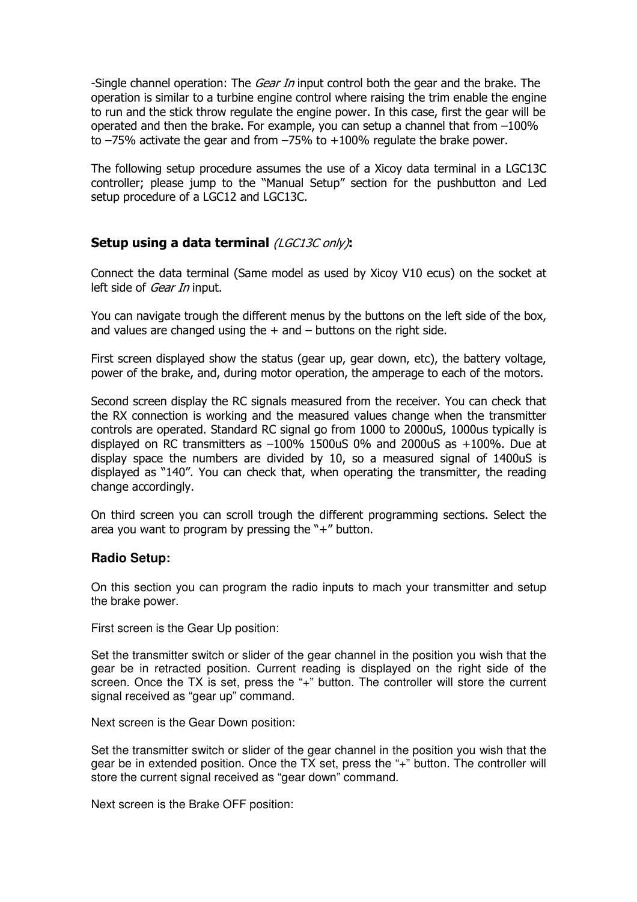-Single channel operation: The *Gear In* input control both the gear and the brake. The operation is similar to a turbine engine control where raising the trim enable the engine to run and the stick throw regulate the engine power. In this case, first the gear will be operated and then the brake. For example, you can setup a channel that from –100% to –75% activate the gear and from –75% to +100% regulate the brake power.

The following setup procedure assumes the use of a Xicoy data terminal in a LGC13C controller; please jump to the "Manual Setup" section for the pushbutton and Led setup procedure of a LGC12 and LGC13C.

## Setup using a data terminal *(LGC13C only)*:

Connect the data terminal (Same model as used by Xicoy V10 ecus) on the socket at left side of *Gear In* input.

You can navigate trough the different menus by the buttons on the left side of the box, and values are changed using the + and – buttons on the right side.

First screen displayed show the status (gear up, gear down, etc), the battery voltage, power of the brake, and, during motor operation, the amperage to each of the motors.

Second screen display the RC signals measured from the receiver. You can check that the RX connection is working and the measured values change when the transmitter controls are operated. Standard RC signal go from 1000 to 2000uS, 1000us typically is displayed on RC transmitters as –100% 1500uS 0% and 2000uS as +100%. Due at display space the numbers are divided by 10, so a measured signal of 1400uS is displayed as "140". You can check that, when operating the transmitter, the reading change accordingly.

On third screen you can scroll trough the different programming sections. Select the area you want to program by pressing the "+" button.

### Radio Setup:

On this section you can program the radio inputs to mach your transmitter and setup the brake power.

First screen is the Gear Up position:

Set the transmitter switch or slider of the gear channel in the position you wish that the gear be in retracted position. Current reading is displayed on the right side of the screen. Once the TX is set, press the "+" button. The controller will store the current signal received as "gear up" command.

Next screen is the Gear Down position:

Set the transmitter switch or slider of the gear channel in the position you wish that the gear be in extended position. Once the TX set, press the "+" button. The controller will store the current signal received as "gear down" command.

Next screen is the Brake OFF position: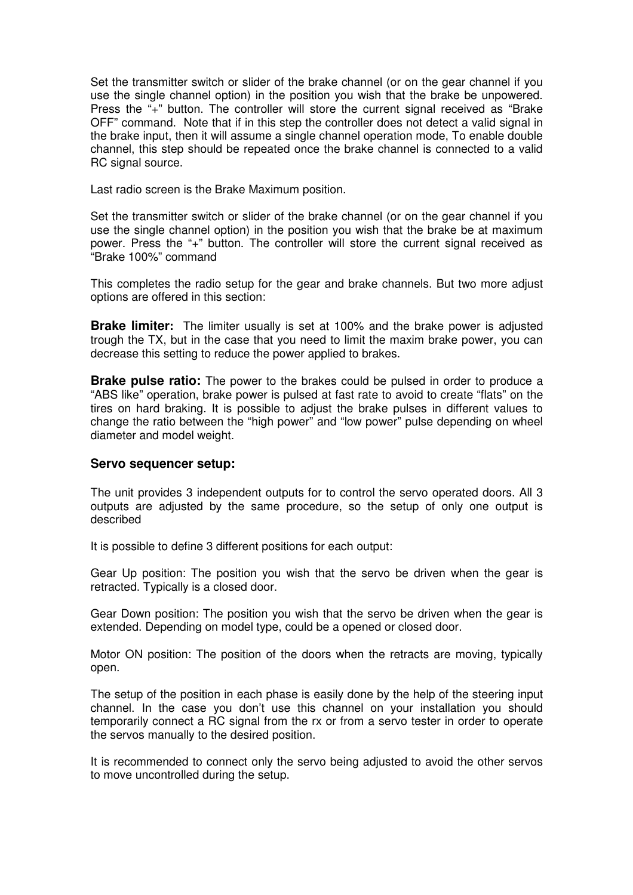Set the transmitter switch or slider of the brake channel (or on the gear channel if you use the single channel option) in the position you wish that the brake be unpowered. Press the "+" button. The controller will store the current signal received as "Brake OFF" command. Note that if in this step the controller does not detect a valid signal in the brake input, then it will assume a single channel operation mode, To enable double channel, this step should be repeated once the brake channel is connected to a valid RC signal source.

Last radio screen is the Brake Maximum position.

Set the transmitter switch or slider of the brake channel (or on the gear channel if you use the single channel option) in the position you wish that the brake be at maximum power. Press the "+" button. The controller will store the current signal received as "Brake 100%" command

This completes the radio setup for the gear and brake channels. But two more adjust options are offered in this section:

**Brake limiter:** The limiter usually is set at 100% and the brake power is adjusted trough the TX, but in the case that you need to limit the maxim brake power, you can decrease this setting to reduce the power applied to brakes.

**Brake pulse ratio:** The power to the brakes could be pulsed in order to produce a "ABS like" operation, brake power is pulsed at fast rate to avoid to create "flats" on the tires on hard braking. It is possible to adjust the brake pulses in different values to change the ratio between the "high power" and "low power" pulse depending on wheel diameter and model weight.

### Servo sequencer setup:

The unit provides 3 independent outputs for to control the servo operated doors. All 3 outputs are adjusted by the same procedure, so the setup of only one output is described

It is possible to define 3 different positions for each output:

Gear Up position: The position you wish that the servo be driven when the gear is retracted. Typically is a closed door.

Gear Down position: The position you wish that the servo be driven when the gear is extended. Depending on model type, could be a opened or closed door.

Motor ON position: The position of the doors when the retracts are moving, typically open.

The setup of the position in each phase is easily done by the help of the steering input channel. In the case you don't use this channel on your installation you should temporarily connect a RC signal from the rx or from a servo tester in order to operate the servos manually to the desired position.

It is recommended to connect only the servo being adjusted to avoid the other servos to move uncontrolled during the setup.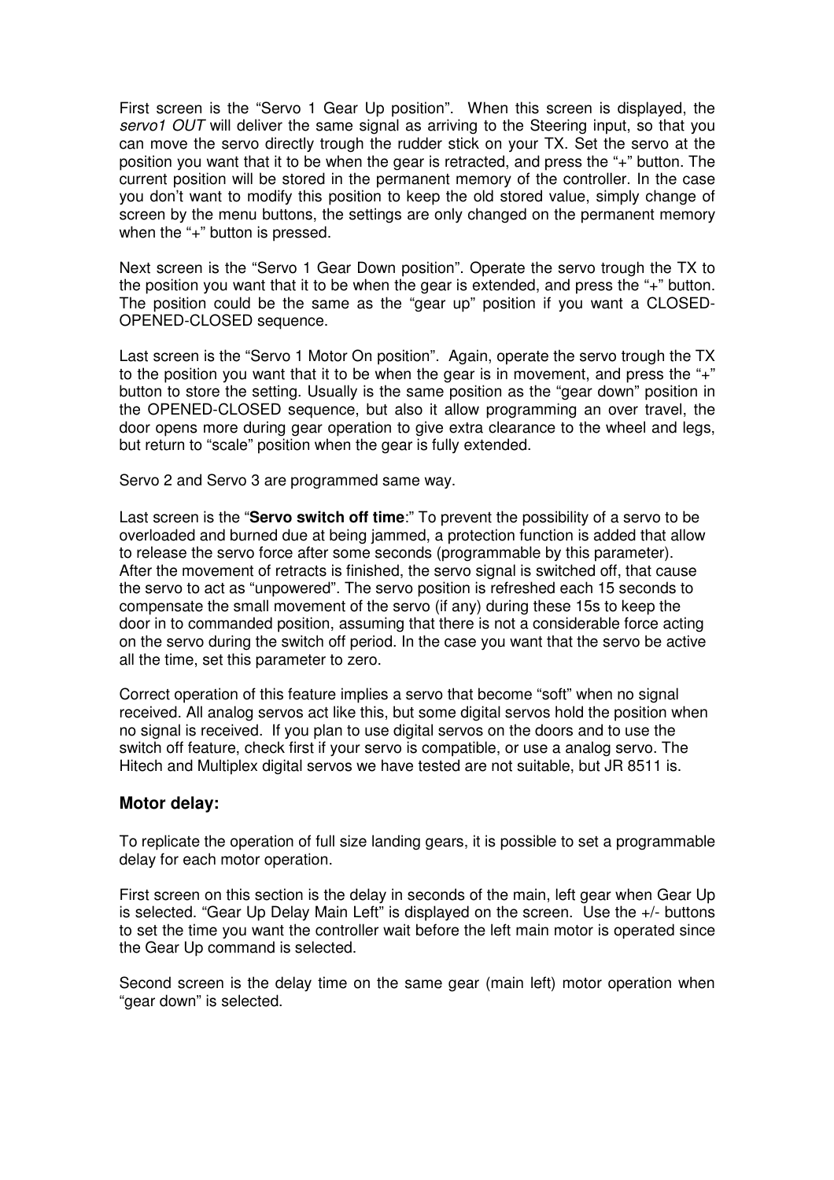First screen is the “Servo 1 Gear Up position”. When this screen is displayed, the *servo1 OUT* will deliver the same signal as arriving to the Steering input, so that you can move the servo directly trough the rudder stick on your TX. Set the servo at the position you want that it to be when the gear is retracted, and press the “+” button. The current position will be stored in the permanent memory of the controller. In the case you don’t want to modify this position to keep the old stored value, simply change of screen by the menu buttons, the settings are only changed on the permanent memory when the “+” button is pressed.

Next screen is the “Servo 1 Gear Down position”. Operate the servo trough the TX to the position you want that it to be when the gear is extended, and press the “+” button. The position could be the same as the “gear up” position if you want a CLOSED-OPENED-CLOSED sequence.

Last screen is the “Servo 1 Motor On position”. Again, operate the servo trough the TX to the position you want that it to be when the gear is in movement, and press the “+” button to store the setting. Usually is the same position as the “gear down” position in the OPENED-CLOSED sequence, but also it allow programming an over travel, the door opens more during gear operation to give extra clearance to the wheel and legs, but return to “scale” position when the gear is fully extended.

Servo 2 and Servo 3 are programmed same way.

Last screen is the “**Servo switch off time**:” To prevent the possibility of a servo to be overloaded and burned due at being jammed, a protection function is added that allow to release the servo force after some seconds (programmable by this parameter). After the movement of retracts is finished, the servo signal is switched off, that cause the servo to act as “unpowered”. The servo position is refreshed each 15 seconds to compensate the small movement of the servo (if any) during these 15s to keep the door in to commanded position, assuming that there is not a considerable force acting on the servo during the switch off period. In the case you want that the servo be active all the time, set this parameter to zero.

Correct operation of this feature implies a servo that become “soft” when no signal received. All analog servos act like this, but some digital servos hold the position when no signal is received. If you plan to use digital servos on the doors and to use the switch off feature, check first if your servo is compatible, or use a analog servo. The Hitech and Multiplex digital servos we have tested are not suitable, but JR 8511 is.

### Motor delay:

To replicate the operation of full size landing gears, it is possible to set a programmable delay for each motor operation.

First screen on this section is the delay in seconds of the main, left gear when Gear Up is selected. “Gear Up Delay Main Left” is displayed on the screen. Use the +/- buttons to set the time you want the controller wait before the left main motor is operated since the Gear Up command is selected.

Second screen is the delay time on the same gear (main left) motor operation when “gear down” is selected.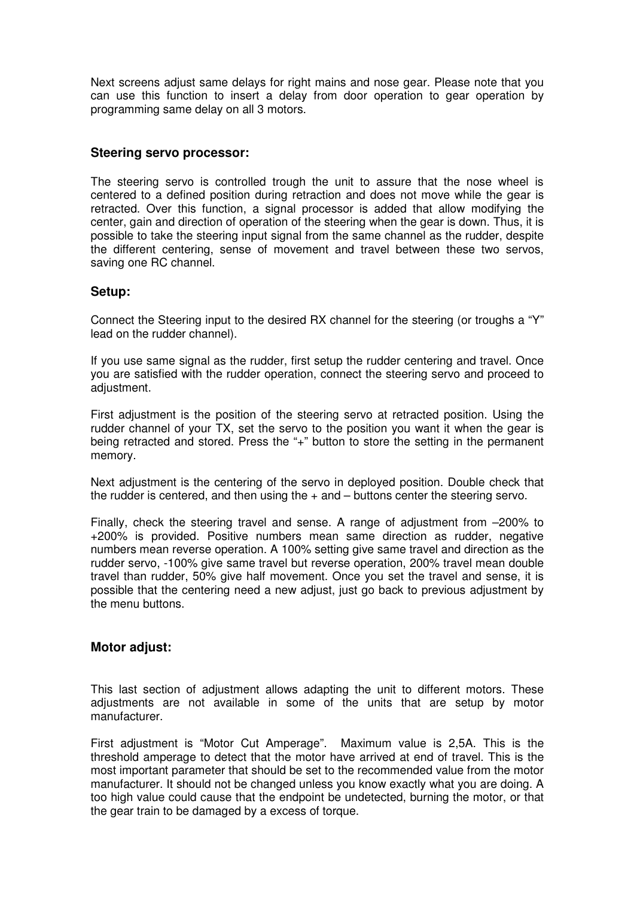Next screens adjust same delays for right mains and nose gear. Please note that you can use this function to insert a delay from door operation to gear operation by programming same delay on all 3 motors.

### Steering servo processor:

The steering servo is controlled trough the unit to assure that the nose wheel is centered to a defined position during retraction and does not move while the gear is retracted. Over this function, a signal processor is added that allow modifying the center, gain and direction of operation of the steering when the gear is down. Thus, it is possible to take the steering input signal from the same channel as the rudder, despite the different centering, sense of movement and travel between these two servos, saving one RC channel.

### Setup:

Connect the Steering input to the desired RX channel for the steering (or troughs a "Y" lead on the rudder channel).

If you use same signal as the rudder, first setup the rudder centering and travel. Once you are satisfied with the rudder operation, connect the steering servo and proceed to adjustment.

First adjustment is the position of the steering servo at retracted position. Using the rudder channel of your TX, set the servo to the position you want it when the gear is being retracted and stored. Press the "+" button to store the setting in the permanent memory.

Next adjustment is the centering of the servo in deployed position. Double check that the rudder is centered, and then using the + and – buttons center the steering servo.

Finally, check the steering travel and sense. A range of adjustment from –200% to +200% is provided. Positive numbers mean same direction as rudder, negative numbers mean reverse operation. A 100% setting give same travel and direction as the rudder servo, -100% give same travel but reverse operation, 200% travel mean double travel than rudder, 50% give half movement. Once you set the travel and sense, it is possible that the centering need a new adjust, just go back to previous adjustment by the menu buttons.

### Motor adjust:

This last section of adjustment allows adapting the unit to different motors. These adjustments are not available in some of the units that are setup by motor manufacturer.

First adjustment is "Motor Cut Amperage". Maximum value is 2,5A. This is the threshold amperage to detect that the motor have arrived at end of travel. This is the most important parameter that should be set to the recommended value from the motor manufacturer. It should not be changed unless you know exactly what you are doing. A too high value could cause that the endpoint be undetected, burning the motor, or that the gear train to be damaged by a excess of torque.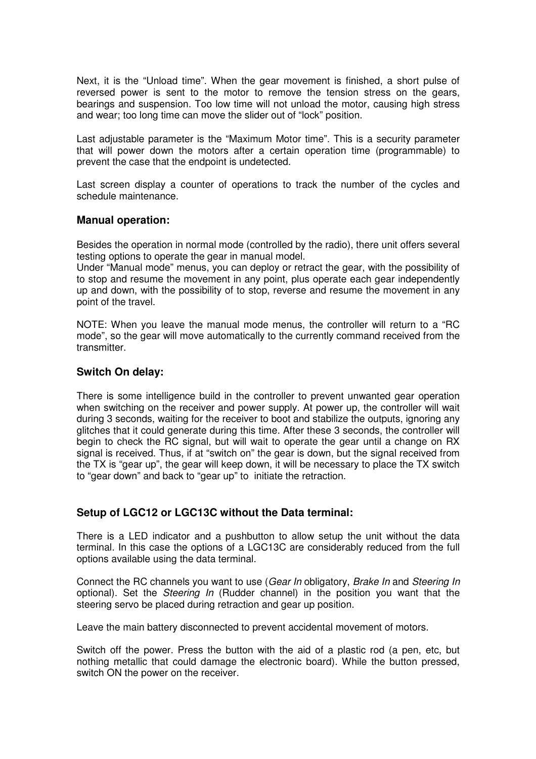Next, it is the “Unload time”. When the gear movement is finished, a short pulse of reversed power is sent to the motor to remove the tension stress on the gears, bearings and suspension. Too low time will not unload the motor, causing high stress and wear; too long time can move the slider out of “lock” position.

Last adjustable parameter is the “Maximum Motor time”. This is a security parameter that will power down the motors after a certain operation time (programmable) to prevent the case that the endpoint is undetected.

Last screen display a counter of operations to track the number of the cycles and schedule maintenance.

### Manual operation:

Besides the operation in normal mode (controlled by the radio), there unit offers several testing options to operate the gear in manual model.
Under “Manual mode” menus, you can deploy or retract the gear, with the possibility of to stop and resume the movement in any point, plus operate each gear independently up and down, with the possibility of to stop, reverse and resume the movement in any point of the travel.

NOTE: When you leave the manual mode menus, the controller will return to a “RC mode”, so the gear will move automatically to the currently command received from the transmitter.

### Switch On delay:

There is some intelligence build in the controller to prevent unwanted gear operation when switching on the receiver and power supply. At power up, the controller will wait during 3 seconds, waiting for the receiver to boot and stabilize the outputs, ignoring any glitches that it could generate during this time. After these 3 seconds, the controller will begin to check the RC signal, but will wait to operate the gear until a change on RX signal is received. Thus, if at “switch on” the gear is down, but the signal received from the TX is “gear up”, the gear will keep down, it will be necessary to place the TX switch to “gear down” and back to “gear up” to initiate the retraction.

### Setup of LGC12 or LGC13C without the Data terminal:

There is a LED indicator and a pushbutton to allow setup the unit without the data terminal. In this case the options of a LGC13C are considerably reduced from the full options available using the data terminal.

Connect the RC channels you want to use (*Gear In* obligatory, *Brake In* and *Steering In* optional). Set the *Steering In* (Rudder channel) in the position you want that the steering servo be placed during retraction and gear up position.

Leave the main battery disconnected to prevent accidental movement of motors.

Switch off the power. Press the button with the aid of a plastic rod (a pen, etc, but nothing metallic that could damage the electronic board). While the button pressed, switch ON the power on the receiver.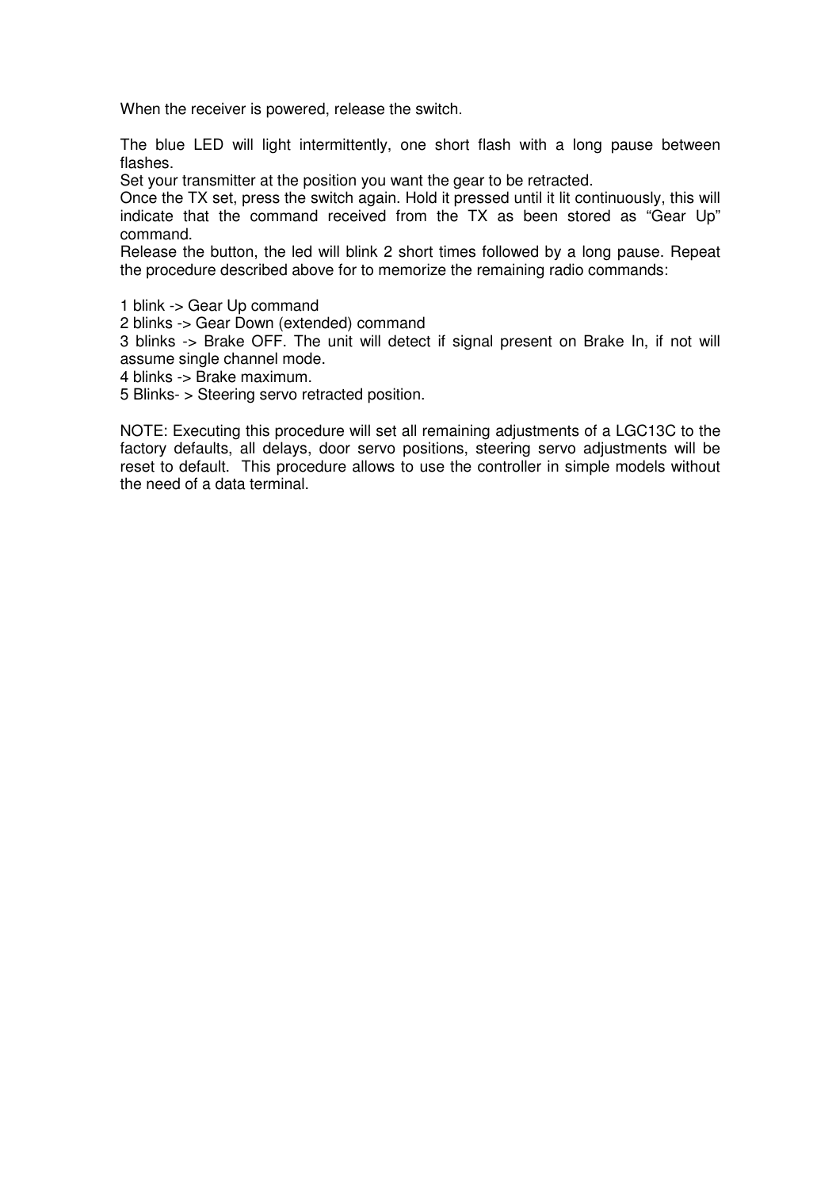When the receiver is powered, release the switch.

The blue LED will light intermittently, one short flash with a long pause between flashes.
Set your transmitter at the position you want the gear to be retracted.
Once the TX set, press the switch again. Hold it pressed until it lit continuously, this will indicate that the command received from the TX as been stored as "Gear Up" command.
Release the button, the led will blink 2 short times followed by a long pause. Repeat the procedure described above for to memorize the remaining radio commands:

1 blink -> Gear Up command
2 blinks -> Gear Down (extended) command
3 blinks -> Brake OFF. The unit will detect if signal present on Brake In, if not will assume single channel mode.
4 blinks -> Brake maximum.
5 Blinks- > Steering servo retracted position.

NOTE: Executing this procedure will set all remaining adjustments of a LGC13C to the factory defaults, all delays, door servo positions, steering servo adjustments will be reset to default. This procedure allows to use the controller in simple models without the need of a data terminal.